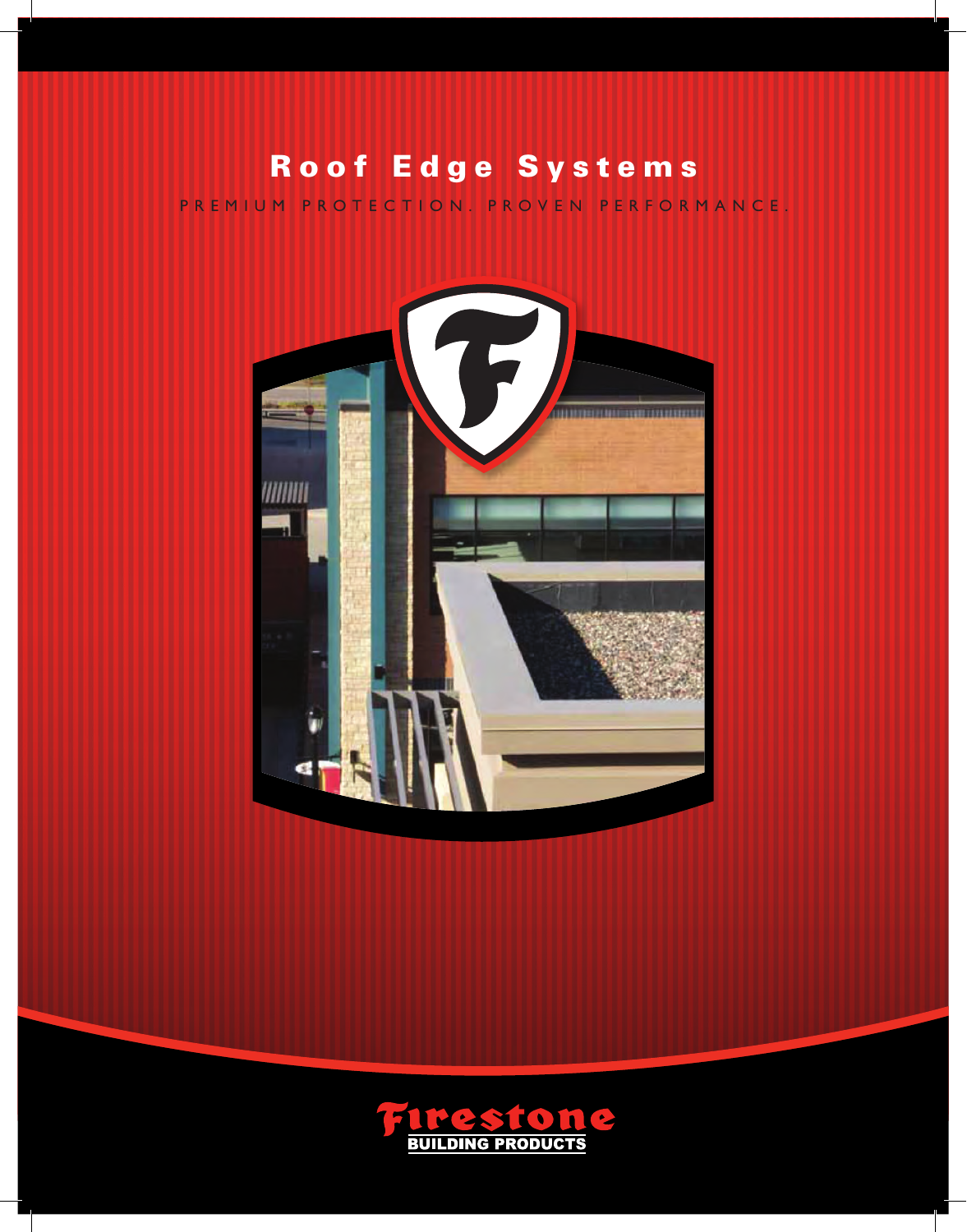# Roof Edge Systems

PREMIUM PROTECTION. PROVEN PERFORMANCE.

Firestone
BUILDING PRODUCTS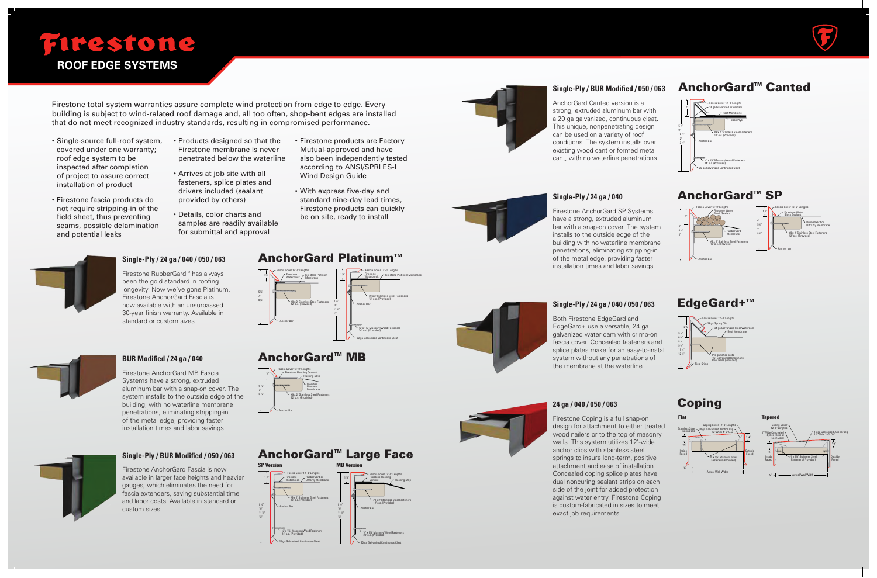# Firestone

## ROOF EDGE SYSTEMS

Firestone total-system warranties assure complete wind protection from edge to edge. Every building is subject to wind-related roof damage and, all too often, shop-bent edges are installed that do not meet recognized industry standards, resulting in compromised performance.

- Single-source full-roof system, covered under one warranty; roof edge system to be inspected after completion of project to assure correct installation of product
- Firestone fascia products do not require stripping-in of the field sheet, thus preventing seams, possible delamination and potential leaks
- Products designed so that the Firestone membrane is never penetrated below the waterline
- Arrives at job site with all fasteners, splice plates and drivers included (sealant provided by others)
- Details, color charts and samples are readily available for submittal and approval
- Firestone products are Factory Mutual-approved and have also been independently tested according to ANSI/SPRI ES-I Wind Design Guide
- With express five-day and standard nine-day lead times, Firestone products can quickly be on site, ready to install

## AnchorGard Platinum™

### Single-Ply / 24 ga / 040 / 050 / 063

Firestone RubberGard™ has always been the gold standard in roofing longevity. Now we've gone Platinum. Firestone AnchorGard Fascia is now available with an unsurpassed 30-year finish warranty. Available in standard or custom sizes.

## AnchorGard™ MB

### BUR Modified / 24 ga / 040

Firestone AnchorGard MB Fascia Systems have a strong, extruded aluminum bar with a snap-on cover. The system installs to the outside edge of the building, with no waterline membrane penetrations, eliminating stripping-in of the metal edge, providing faster installation times and labor savings.

## AnchorGard™ Large Face

### Single-Ply / BUR Modified / 050 / 063

Firestone AnchorGard Fascia is now available in larger face heights and heavier gauges, which eliminates the need for fascia extenders, saving substantial time and labor costs. Available in standard or custom sizes.

## AnchorGard™ Canted

### Single-Ply / BUR Modified / 050 / 063

AnchorGard Canted version is a strong, extruded aluminum bar with a 20 ga galvanized, continuous cleat. This unique, nonpenetrating design can be used on a variety of roof conditions. The system installs over existing wood cant or formed metal cant, with no waterline penetrations.

## AnchorGard™ SP

### Single-Ply / 24 ga / 040

Firestone AnchorGard SP Systems have a strong, extruded aluminum bar with a snap-on cover. The system installs to the outside edge of the building with no waterline membrane penetrations, eliminating stripping-in of the metal edge, providing faster installation times and labor savings.

## EdgeGard+™

### Single-Ply / 24 ga / 040 / 050 / 063

Both Firestone EdgeGard and EdgeGard+ use a versatile, 24 ga galvanized water dam with crimp-on fascia cover. Concealed fasteners and splice plates make for an easy-to-install system without any penetrations of the membrane at the waterline.

## Coping

### 24 ga / 040 / 050 / 063

Firestone Coping is a full snap-on design for attachment to either treated wood nailers or to the top of masonry walls. This system utilizes 12"-wide anchor clips with stainless steel springs to insure long-term, positive attachment and ease of installation. Concealed coping splice plates have dual noncuring sealant strips on each side of the joint for added protection against water entry. Firestone Coping is custom-fabricated in sizes to meet exact job requirements.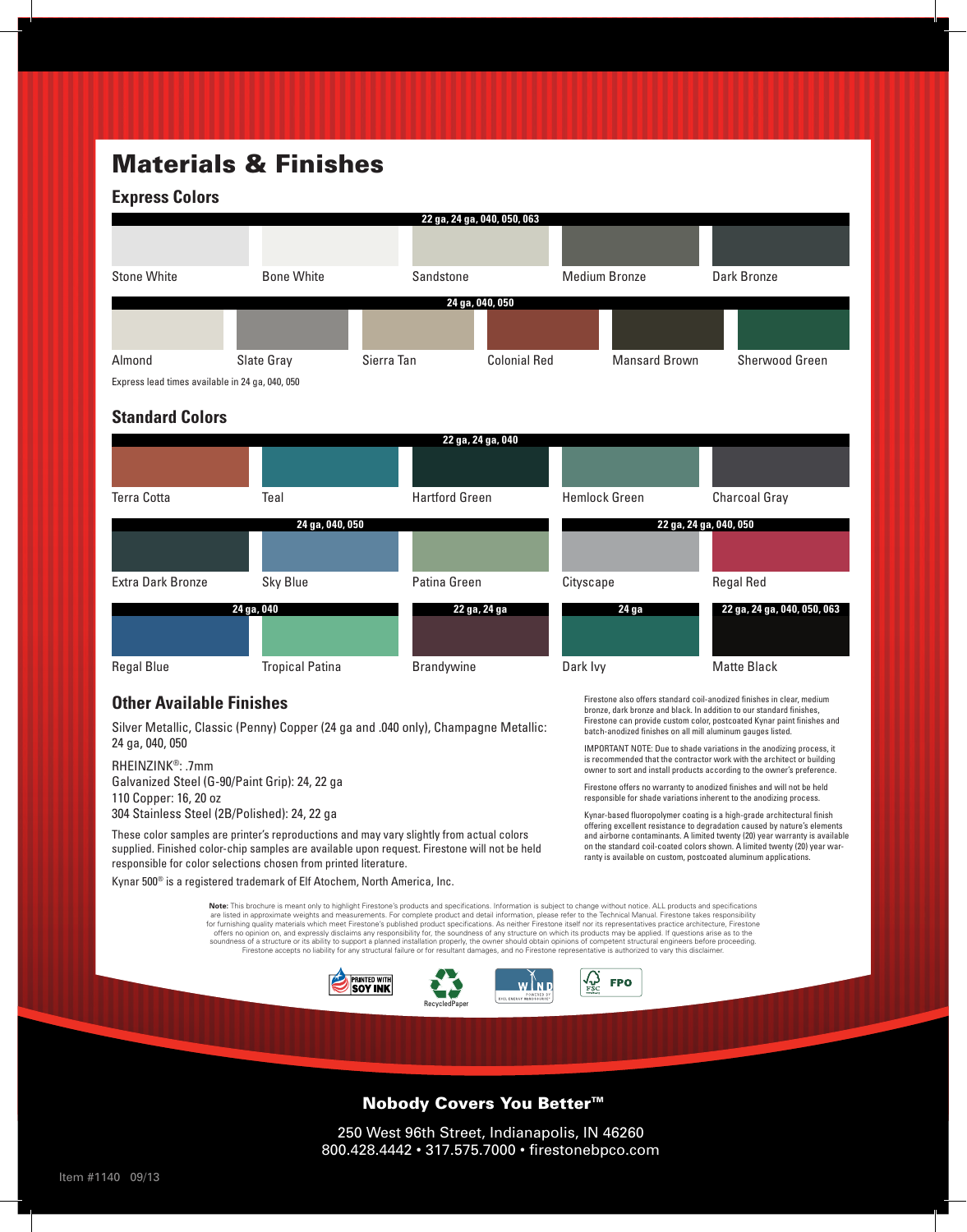# Materials & Finishes

## Express Colors

**22 ga, 24 ga, 040, 050, 063**

Stone White | Bone White | Sandstone | Medium Bronze | Dark Bronze

**24 ga, 040, 050**

Almond | Slate Gray | Sierra Tan | Colonial Red | Mansard Brown | Sherwood Green

Express lead times available in 24 ga, 040, 050

## Standard Colors

**22 ga, 24 ga, 040**

Terra Cotta | Teal | Hartford Green | Hemlock Green | Charcoal Gray

**24 ga, 040, 050**

Extra Dark Bronze | Sky Blue | Patina Green

**22 ga, 24 ga, 040, 050**

Cityscape | Regal Red

**24 ga, 040**

Regal Blue | Tropical Patina

**22 ga, 24 ga**

Brandywine

**24 ga**

Dark Ivy

**22 ga, 24 ga, 040, 050, 063**

Matte Black

## Other Available Finishes

Silver Metallic, Classic (Penny) Copper (24 ga and .040 only), Champagne Metallic: 24 ga, 040, 050

RHEINZINK®: .7mm
Galvanized Steel (G-90/Paint Grip): 24, 22 ga
110 Copper: 16, 20 oz
304 Stainless Steel (2B/Polished): 24, 22 ga

These color samples are printer's reproductions and may vary slightly from actual colors supplied. Finished color-chip samples are available upon request. Firestone will not be held responsible for color selections chosen from printed literature.

Kynar 500® is a registered trademark of Elf Atochem, North America, Inc.

Firestone also offers standard coil-anodized finishes in clear, medium bronze, dark bronze and black. In addition to our standard finishes, Firestone can provide custom color, postcoated Kynar paint finishes and batch-anodized finishes on all mill aluminum gauges listed.

IMPORTANT NOTE: Due to shade variations in the anodizing process, it is recommended that the contractor work with the architect or building owner to sort and install products according to the owner's preference.

Firestone offers no warranty to anodized finishes and will not be held responsible for shade variations inherent to the anodizing process.

Kynar-based fluoropolymer coating is a high-grade architectural finish offering excellent resistance to degradation caused by nature's elements and airborne contaminants. A limited twenty (20) year warranty is available on the standard coil-coated colors shown. A limited twenty (20) year warranty is available on custom, postcoated aluminum applications.

**Note:** This brochure is meant only to highlight Firestone's products and specifications. Information is subject to change without notice. ALL products and specifications are listed in approximate weights and measurements. For complete product and detail information, please refer to the Technical Manual. Firestone takes responsibility for furnishing quality materials which meet Firestone's published product specifications. As neither Firestone itself nor its representatives practice architecture, Firestone offers no opinion on, and expressly disclaims any responsibility for, the soundness of any structure on which its products may be applied. If questions arise as to the soundness of a structure or its ability to support a planned installation properly, the owner should obtain opinions of competent structural engineers before proceeding. Firestone accepts no liability for any structural failure or for resultant damages, and no Firestone representative is authorized to vary this disclaimer.

PRINTED WITH SOY INK | RecycledPaper | WIND | FSC FPO

**Nobody Covers You Better™**

250 West 96th Street, Indianapolis, IN 46260
800.428.4442 • 317.575.7000 • firestonebpco.com

Item #1140 09/13